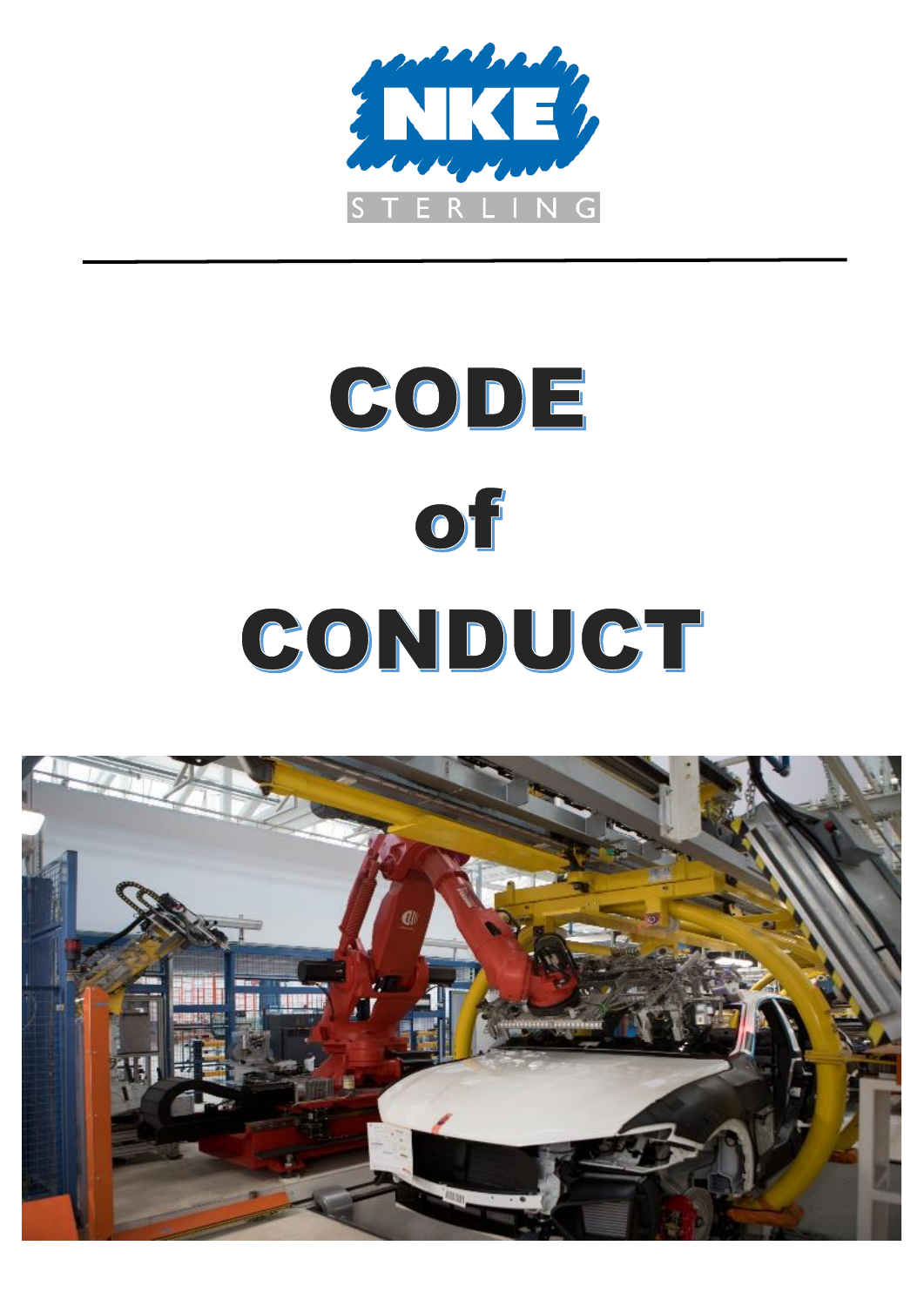NKE

STERLING

# CODE of CONDUCT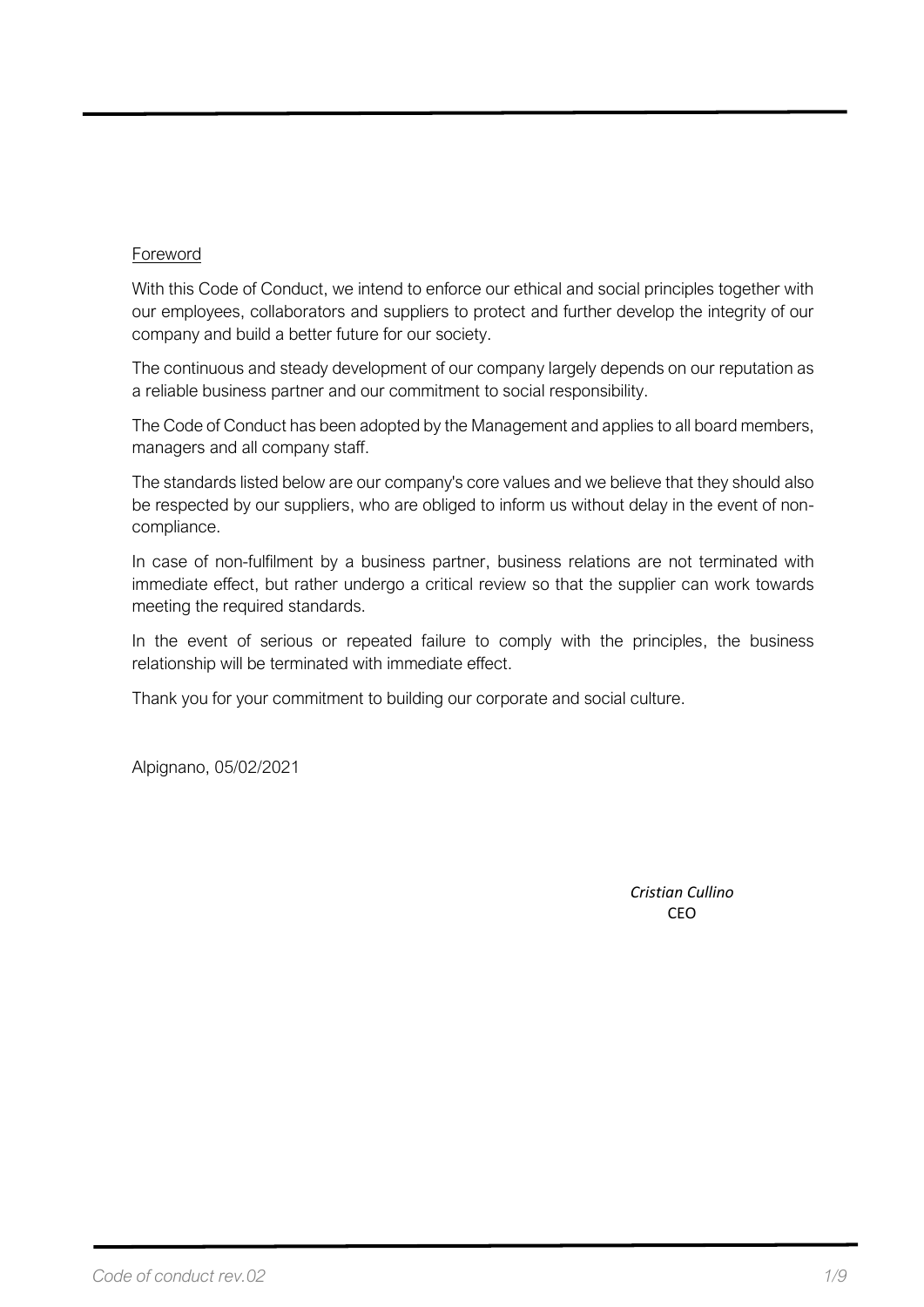Foreword

With this Code of Conduct, we intend to enforce our ethical and social principles together with our employees, collaborators and suppliers to protect and further develop the integrity of our company and build a better future for our society.

The continuous and steady development of our company largely depends on our reputation as a reliable business partner and our commitment to social responsibility.

The Code of Conduct has been adopted by the Management and applies to all board members, managers and all company staff.

The standards listed below are our company's core values and we believe that they should also be respected by our suppliers, who are obliged to inform us without delay in the event of non-compliance.

In case of non-fulfilment by a business partner, business relations are not terminated with immediate effect, but rather undergo a critical review so that the supplier can work towards meeting the required standards.

In the event of serious or repeated failure to comply with the principles, the business relationship will be terminated with immediate effect.

Thank you for your commitment to building our corporate and social culture.

Alpignano, 05/02/2021

*Cristian Cullino*
CEO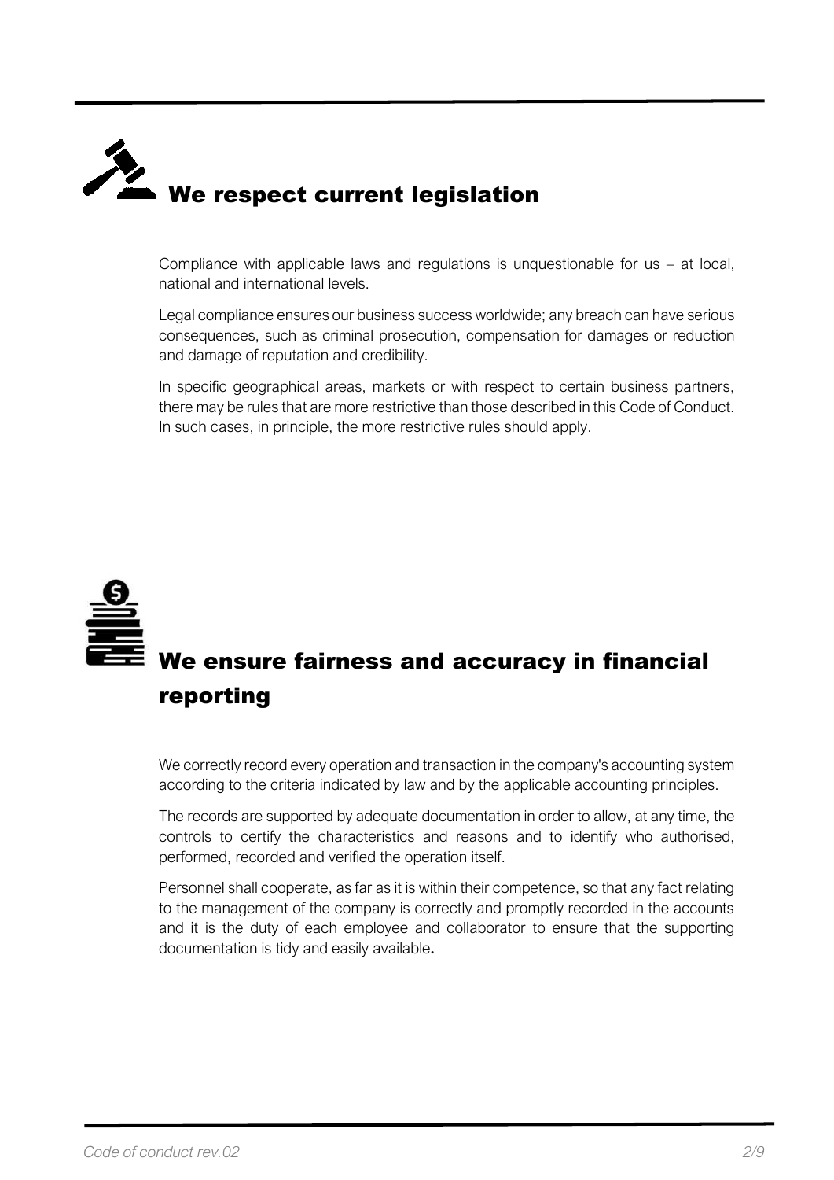## We respect current legislation

Compliance with applicable laws and regulations is unquestionable for us – at local, national and international levels.

Legal compliance ensures our business success worldwide; any breach can have serious consequences, such as criminal prosecution, compensation for damages or reduction and damage of reputation and credibility.

In specific geographical areas, markets or with respect to certain business partners, there may be rules that are more restrictive than those described in this Code of Conduct. In such cases, in principle, the more restrictive rules should apply.

## We ensure fairness and accuracy in financial reporting

We correctly record every operation and transaction in the company's accounting system according to the criteria indicated by law and by the applicable accounting principles.

The records are supported by adequate documentation in order to allow, at any time, the controls to certify the characteristics and reasons and to identify who authorised, performed, recorded and verified the operation itself.

Personnel shall cooperate, as far as it is within their competence, so that any fact relating to the management of the company is correctly and promptly recorded in the accounts and it is the duty of each employee and collaborator to ensure that the supporting documentation is tidy and easily available**.**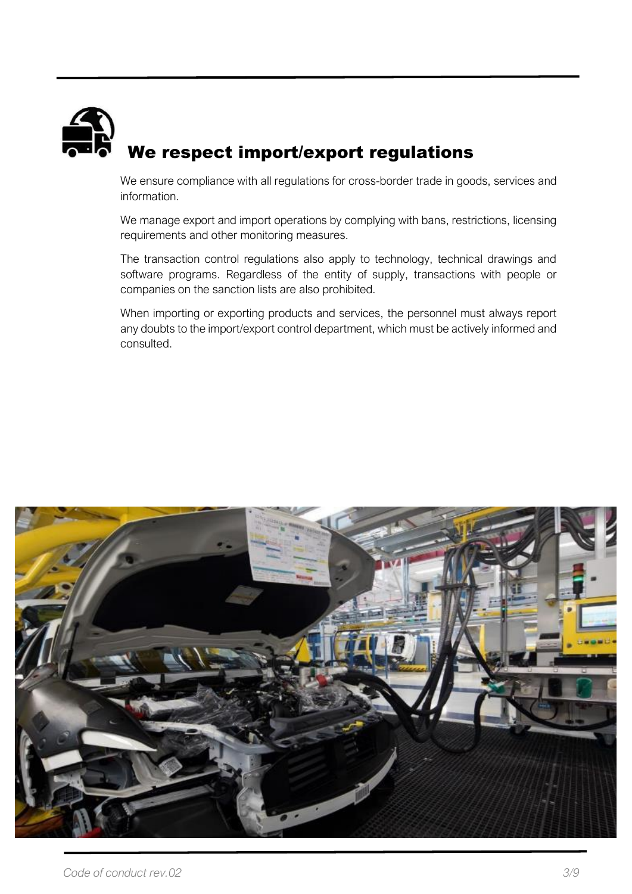## We respect import/export regulations

We ensure compliance with all regulations for cross-border trade in goods, services and information.

We manage export and import operations by complying with bans, restrictions, licensing requirements and other monitoring measures.

The transaction control regulations also apply to technology, technical drawings and software programs. Regardless of the entity of supply, transactions with people or companies on the sanction lists are also prohibited.

When importing or exporting products and services, the personnel must always report any doubts to the import/export control department, which must be actively informed and consulted.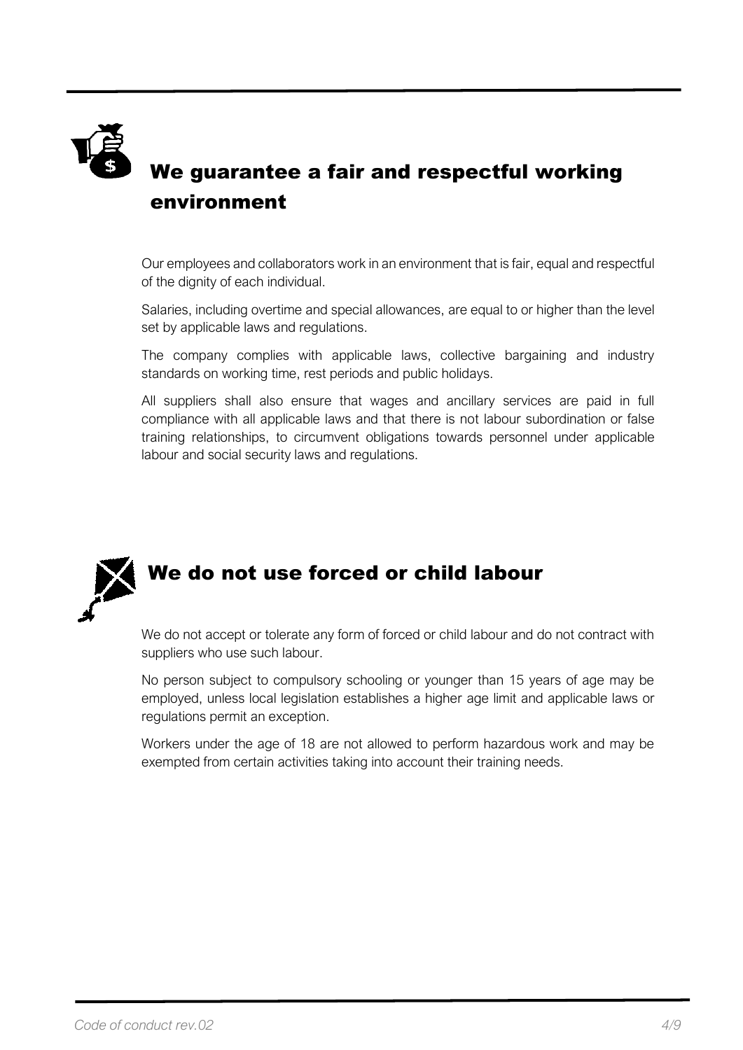## We guarantee a fair and respectful working environment

Our employees and collaborators work in an environment that is fair, equal and respectful of the dignity of each individual.

Salaries, including overtime and special allowances, are equal to or higher than the level set by applicable laws and regulations.

The company complies with applicable laws, collective bargaining and industry standards on working time, rest periods and public holidays.

All suppliers shall also ensure that wages and ancillary services are paid in full compliance with all applicable laws and that there is not labour subordination or false training relationships, to circumvent obligations towards personnel under applicable labour and social security laws and regulations.

## We do not use forced or child labour

We do not accept or tolerate any form of forced or child labour and do not contract with suppliers who use such labour.

No person subject to compulsory schooling or younger than 15 years of age may be employed, unless local legislation establishes a higher age limit and applicable laws or regulations permit an exception.

Workers under the age of 18 are not allowed to perform hazardous work and may be exempted from certain activities taking into account their training needs.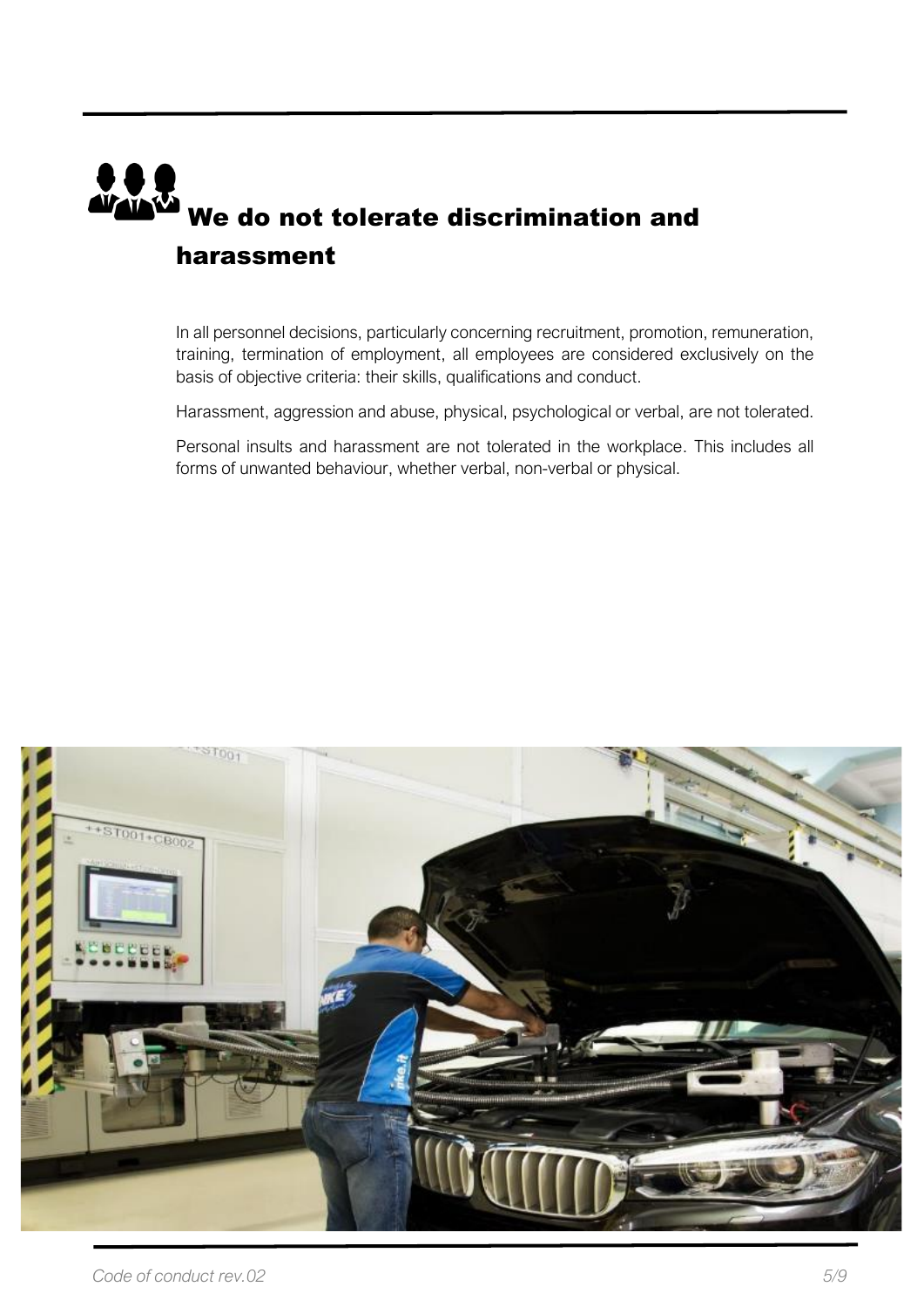# We do not tolerate discrimination and harassment

In all personnel decisions, particularly concerning recruitment, promotion, remuneration, training, termination of employment, all employees are considered exclusively on the basis of objective criteria: their skills, qualifications and conduct.

Harassment, aggression and abuse, physical, psychological or verbal, are not tolerated.

Personal insults and harassment are not tolerated in the workplace. This includes all forms of unwanted behaviour, whether verbal, non-verbal or physical.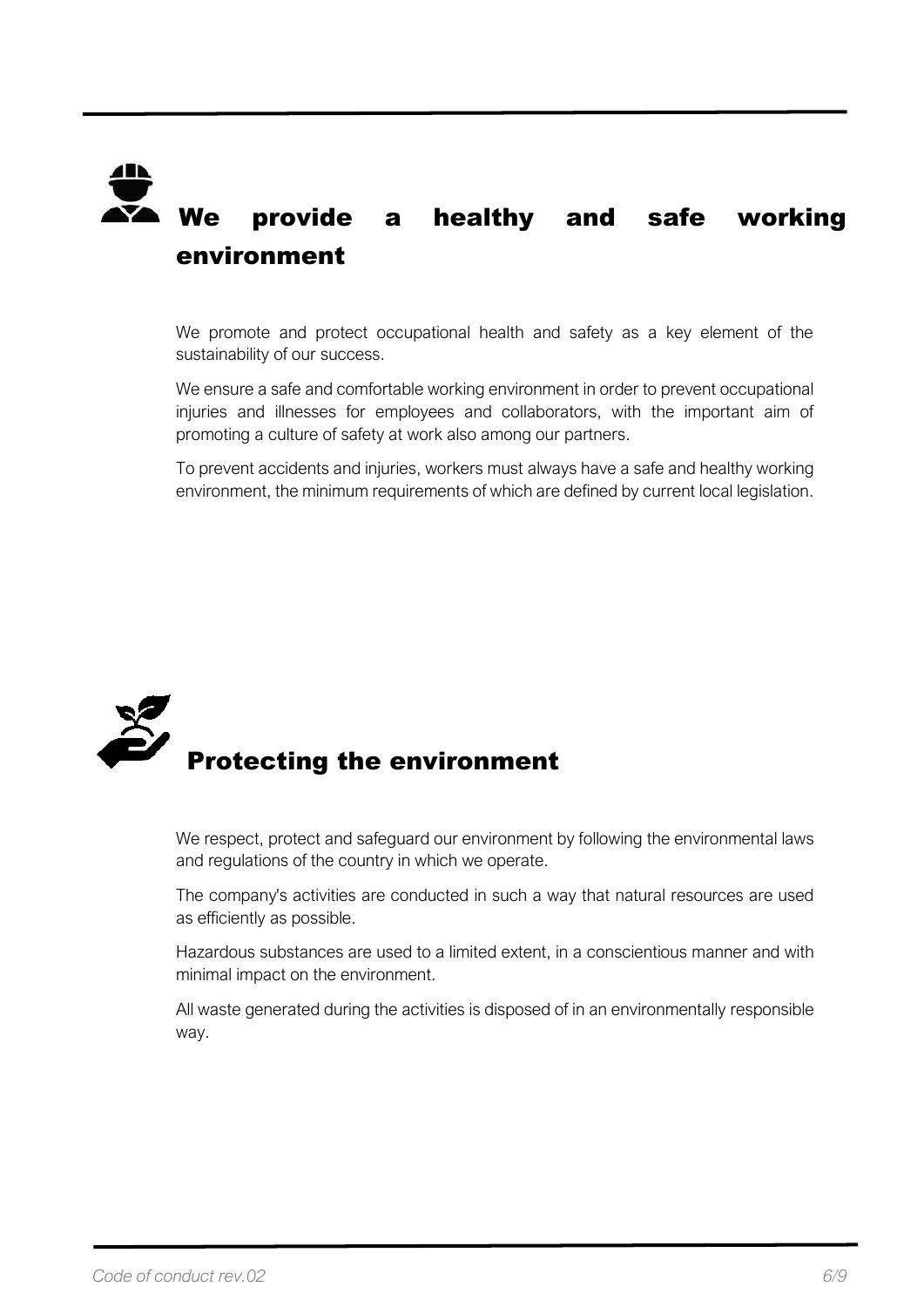## We provide a healthy and safe working environment

We promote and protect occupational health and safety as a key element of the sustainability of our success.

We ensure a safe and comfortable working environment in order to prevent occupational injuries and illnesses for employees and collaborators, with the important aim of promoting a culture of safety at work also among our partners.

To prevent accidents and injuries, workers must always have a safe and healthy working environment, the minimum requirements of which are defined by current local legislation.

## Protecting the environment

We respect, protect and safeguard our environment by following the environmental laws and regulations of the country in which we operate.

The company's activities are conducted in such a way that natural resources are used as efficiently as possible.

Hazardous substances are used to a limited extent, in a conscientious manner and with minimal impact on the environment.

All waste generated during the activities is disposed of in an environmentally responsible way.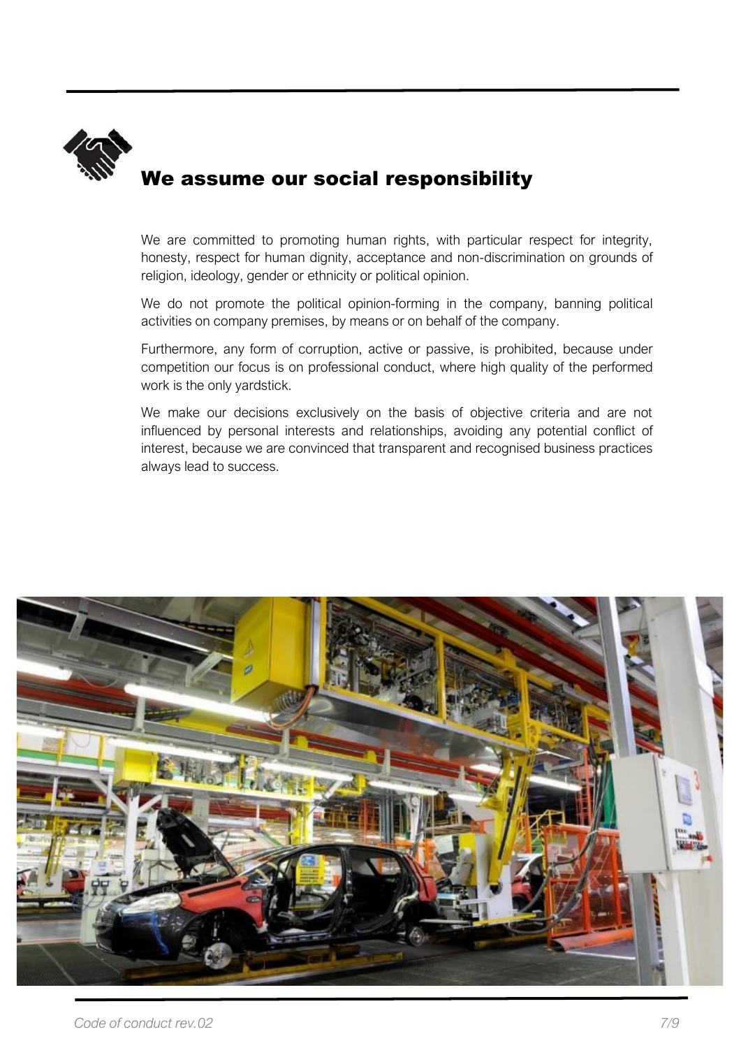# We assume our social responsibility

We are committed to promoting human rights, with particular respect for integrity, honesty, respect for human dignity, acceptance and non-discrimination on grounds of religion, ideology, gender or ethnicity or political opinion.

We do not promote the political opinion-forming in the company, banning political activities on company premises, by means or on behalf of the company.

Furthermore, any form of corruption, active or passive, is prohibited, because under competition our focus is on professional conduct, where high quality of the performed work is the only yardstick.

We make our decisions exclusively on the basis of objective criteria and are not influenced by personal interests and relationships, avoiding any potential conflict of interest, because we are convinced that transparent and recognised business practices always lead to success.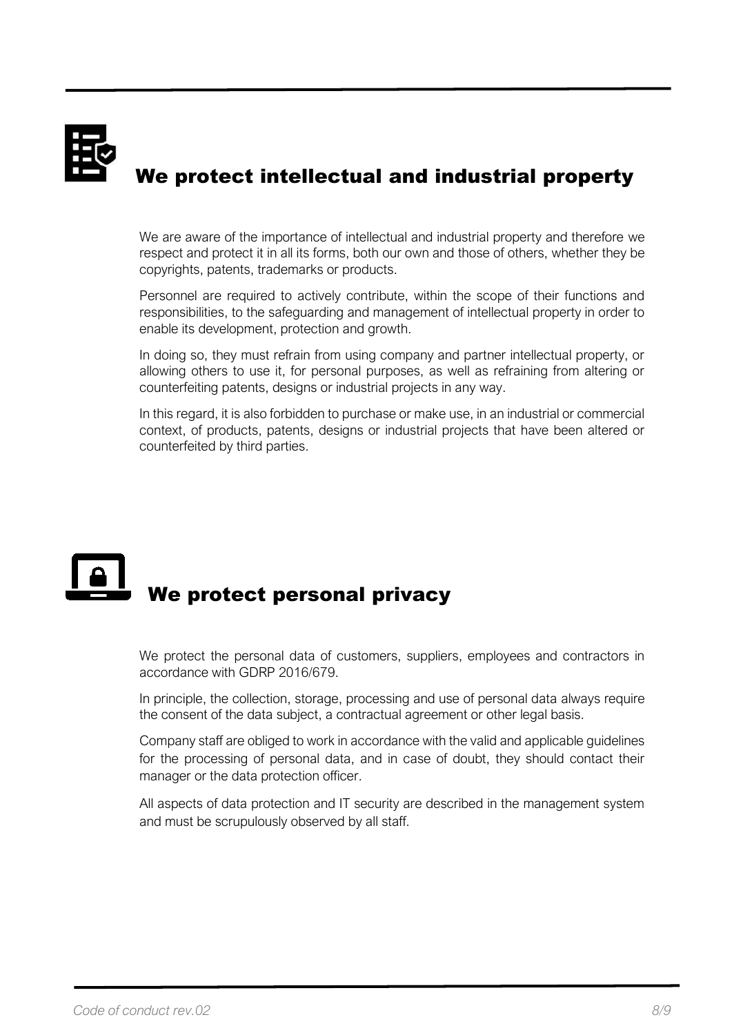## We protect intellectual and industrial property

We are aware of the importance of intellectual and industrial property and therefore we respect and protect it in all its forms, both our own and those of others, whether they be copyrights, patents, trademarks or products.

Personnel are required to actively contribute, within the scope of their functions and responsibilities, to the safeguarding and management of intellectual property in order to enable its development, protection and growth.

In doing so, they must refrain from using company and partner intellectual property, or allowing others to use it, for personal purposes, as well as refraining from altering or counterfeiting patents, designs or industrial projects in any way.

In this regard, it is also forbidden to purchase or make use, in an industrial or commercial context, of products, patents, designs or industrial projects that have been altered or counterfeited by third parties.

## We protect personal privacy

We protect the personal data of customers, suppliers, employees and contractors in accordance with GDRP 2016/679.

In principle, the collection, storage, processing and use of personal data always require the consent of the data subject, a contractual agreement or other legal basis.

Company staff are obliged to work in accordance with the valid and applicable guidelines for the processing of personal data, and in case of doubt, they should contact their manager or the data protection officer.

All aspects of data protection and IT security are described in the management system and must be scrupulously observed by all staff.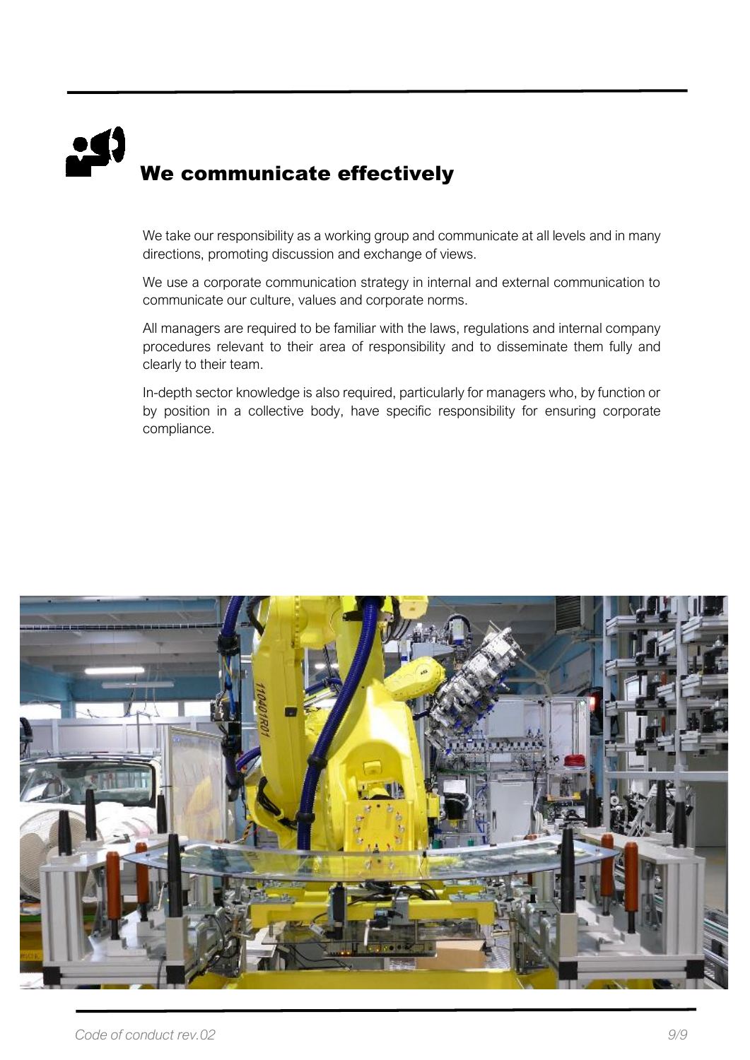## We communicate effectively

We take our responsibility as a working group and communicate at all levels and in many directions, promoting discussion and exchange of views.

We use a corporate communication strategy in internal and external communication to communicate our culture, values and corporate norms.

All managers are required to be familiar with the laws, regulations and internal company procedures relevant to their area of responsibility and to disseminate them fully and clearly to their team.

In-depth sector knowledge is also required, particularly for managers who, by function or by position in a collective body, have specific responsibility for ensuring corporate compliance.